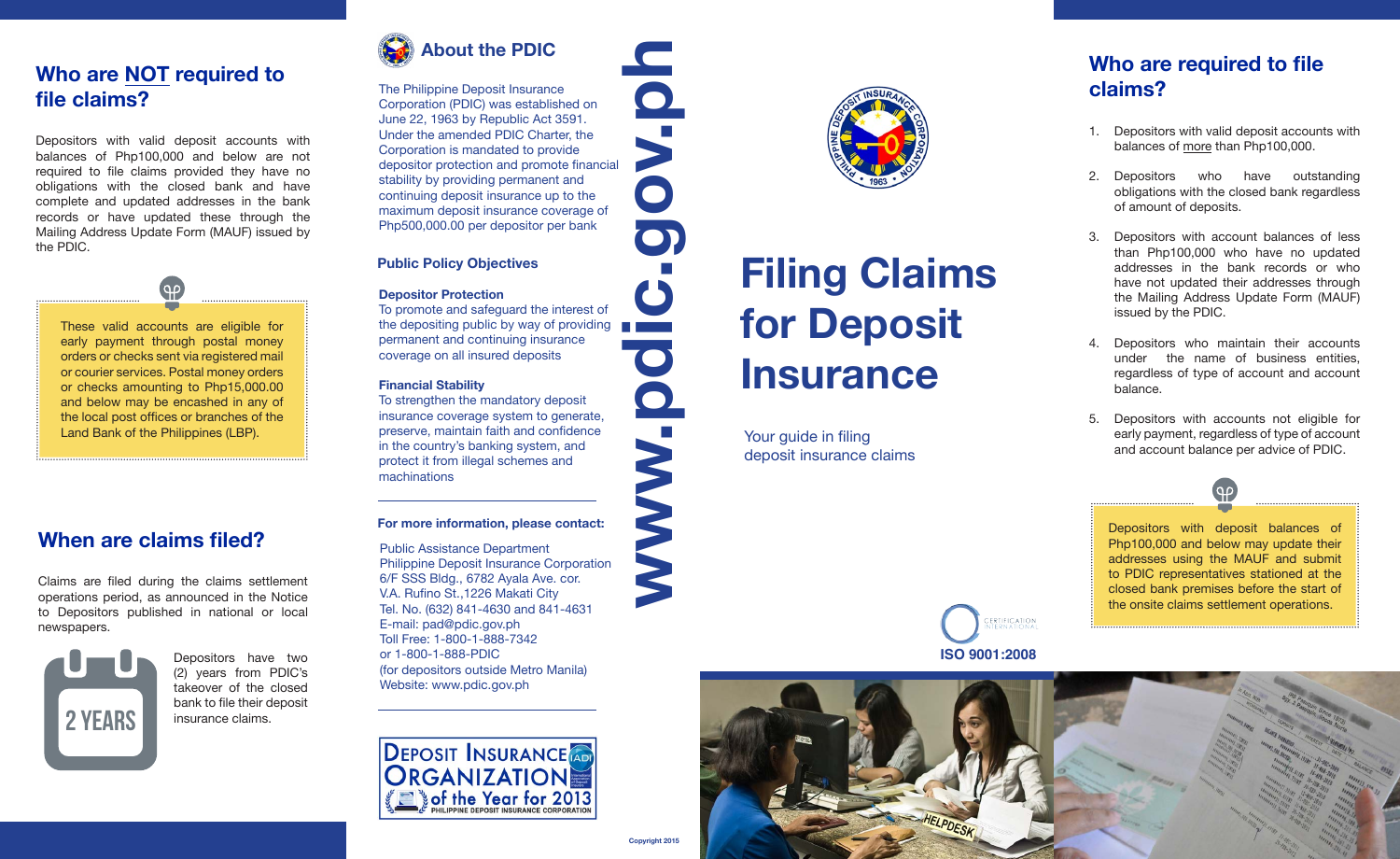## Who are NOT required to file claims?

Depositors with valid deposit accounts with balances of Php100,000 and below are not required to file claims provided they have no obligations with the closed bank and have complete and updated addresses in the bank records or have updated these through the Mailing Address Update Form (MAUF) issued by the PDIC.

> These valid accounts are eligible for early payment through postal money orders or checks sent via registered mail or courier services. Postal money orders or checks amounting to Php15,000.00 and below may be encashed in any of the local post offices or branches of the Land Bank of the Philippines (LBP).

## When are claims filed?

Claims are filed during the claims settlement operations period, as announced in the Notice to Depositors published in national or local newspapers.

2 YEARS

Depositors have two (2) years from PDIC's takeover of the closed bank to file their deposit insurance claims.

## About the PDIC

The Philippine Deposit Insurance Corporation (PDIC) was established on June 22, 1963 by Republic Act 3591. Under the amended PDIC Charter, the Corporation is mandated to provide depositor protection and promote financial stability by providing permanent and continuing deposit insurance up to the maximum deposit insurance coverage of Php500,000.00 per depositor per bank

### Public Policy Objectives

**Depositor Protection**
To promote and safeguard the interest of the depositing public by way of providing permanent and continuing insurance coverage on all insured deposits

**Financial Stability**
To strengthen the mandatory deposit insurance coverage system to generate, preserve, maintain faith and confidence in the country's banking system, and protect it from illegal schemes and machinations

**For more information, please contact:**

Public Assistance Department
Philippine Deposit Insurance Corporation
6/F SSS Bldg., 6782 Ayala Ave. cor.
V.A. Rufino St.,1226 Makati City
Tel. No. (632) 841-4630 and 841-4631
E-mail: pad@pdic.gov.ph
Toll Free: 1-800-1-888-7342
or 1-800-1-888-PDIC
(for depositors outside Metro Manila)
Website: www.pdic.gov.ph

DEPOSIT INSURANCE ORGANIZATION of the Year for 2013
PHILIPPINE DEPOSIT INSURANCE CORPORATION

www.pdic.gov.ph

Copyright 2015

# Filing Claims for Deposit Insurance

Your guide in filing deposit insurance claims

ISO 9001:2008

## Who are required to file claims?

1. Depositors with valid deposit accounts with balances of more than Php100,000.
2. Depositors who have outstanding obligations with the closed bank regardless of amount of deposits.
3. Depositors with account balances of less than Php100,000 who have no updated addresses in the bank records or who have not updated their addresses through the Mailing Address Update Form (MAUF) issued by the PDIC.
4. Depositors who maintain their accounts under the name of business entities, regardless of type of account and account balance.
5. Depositors with accounts not eligible for early payment, regardless of type of account and account balance per advice of PDIC.

> Depositors with deposit balances of Php100,000 and below may update their addresses using the MAUF and submit to PDIC representatives stationed at the closed bank premises before the start of the onsite claims settlement operations.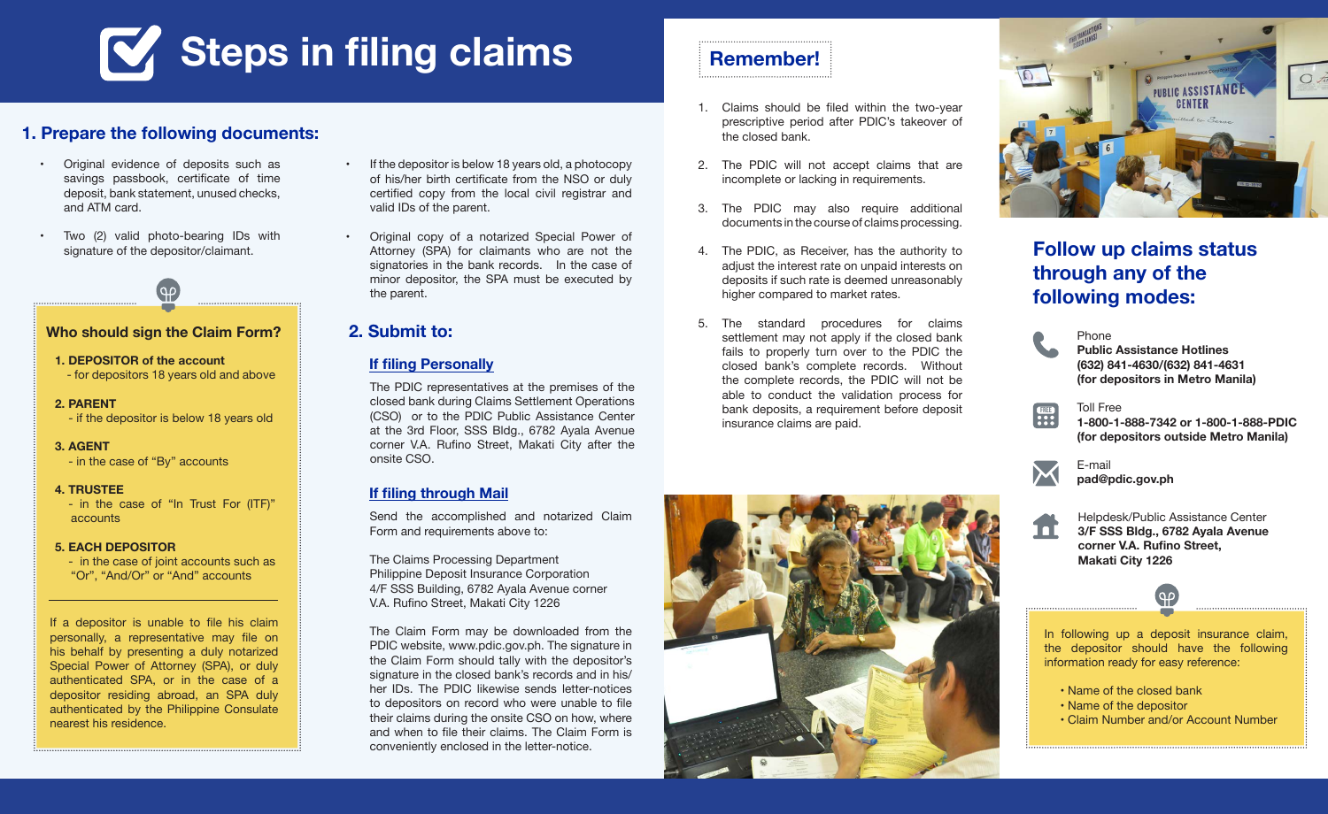# Steps in filing claims

## 1. Prepare the following documents:

- Original evidence of deposits such as savings passbook, certificate of time deposit, bank statement, unused checks, and ATM card.
- Two (2) valid photo-bearing IDs with signature of the depositor/claimant.
- If the depositor is below 18 years old, a photocopy of his/her birth certificate from the NSO or duly certified copy from the local civil registrar and valid IDs of the parent.
- Original copy of a notarized Special Power of Attorney (SPA) for claimants who are not the signatories in the bank records. In the case of minor depositor, the SPA must be executed by the parent.

### Who should sign the Claim Form?

1. **DEPOSITOR of the account**
   - for depositors 18 years old and above
2. **PARENT**
   - if the depositor is below 18 years old
3. **AGENT**
   - in the case of "By" accounts
4. **TRUSTEE**
   - in the case of "In Trust For (ITF)" accounts
5. **EACH DEPOSITOR**
   - in the case of joint accounts such as "Or", "And/Or" or "And" accounts

If a depositor is unable to file his claim personally, a representative may file on his behalf by presenting a duly notarized Special Power of Attorney (SPA), or duly authenticated SPA, or in the case of a depositor residing abroad, an SPA duly authenticated by the Philippine Consulate nearest his residence.

## 2. Submit to:

### If filing Personally

The PDIC representatives at the premises of the closed bank during Claims Settlement Operations (CSO) or to the PDIC Public Assistance Center at the 3rd Floor, SSS Bldg., 6782 Ayala Avenue corner V.A. Rufino Street, Makati City after the onsite CSO.

### If filing through Mail

Send the accomplished and notarized Claim Form and requirements above to:

The Claims Processing Department
Philippine Deposit Insurance Corporation
4/F SSS Building, 6782 Ayala Avenue corner V.A. Rufino Street, Makati City 1226

The Claim Form may be downloaded from the PDIC website, www.pdic.gov.ph. The signature in the Claim Form should tally with the depositor's signature in the closed bank's records and in his/her IDs. The PDIC likewise sends letter-notices to depositors on record who were unable to file their claims during the onsite CSO on how, where and when to file their claims. The Claim Form is conveniently enclosed in the letter-notice.

## Remember!

1. Claims should be filed within the two-year prescriptive period after PDIC's takeover of the closed bank.
2. The PDIC will not accept claims that are incomplete or lacking in requirements.
3. The PDIC may also require additional documents in the course of claims processing.
4. The PDIC, as Receiver, has the authority to adjust the interest rate on unpaid interests on deposits if such rate is deemed unreasonably higher compared to market rates.
5. The standard procedures for claims settlement may not apply if the closed bank fails to properly turn over to the PDIC the closed bank's complete records. Without the complete records, the PDIC will not be able to conduct the validation process for bank deposits, a requirement before deposit insurance claims are paid.

## Follow up claims status through any of the following modes:

Phone
**Public Assistance Hotlines**
**(632) 841-4630/(632) 841-4631**
**(for depositors in Metro Manila)**

Toll Free
**1-800-1-888-7342 or 1-800-1-888-PDIC**
**(for depositors outside Metro Manila)**

E-mail
**pad@pdic.gov.ph**

Helpdesk/Public Assistance Center
**3/F SSS Bldg., 6782 Ayala Avenue corner V.A. Rufino Street, Makati City 1226**

In following up a deposit insurance claim, the depositor should have the following information ready for easy reference:

- Name of the closed bank
- Name of the depositor
- Claim Number and/or Account Number